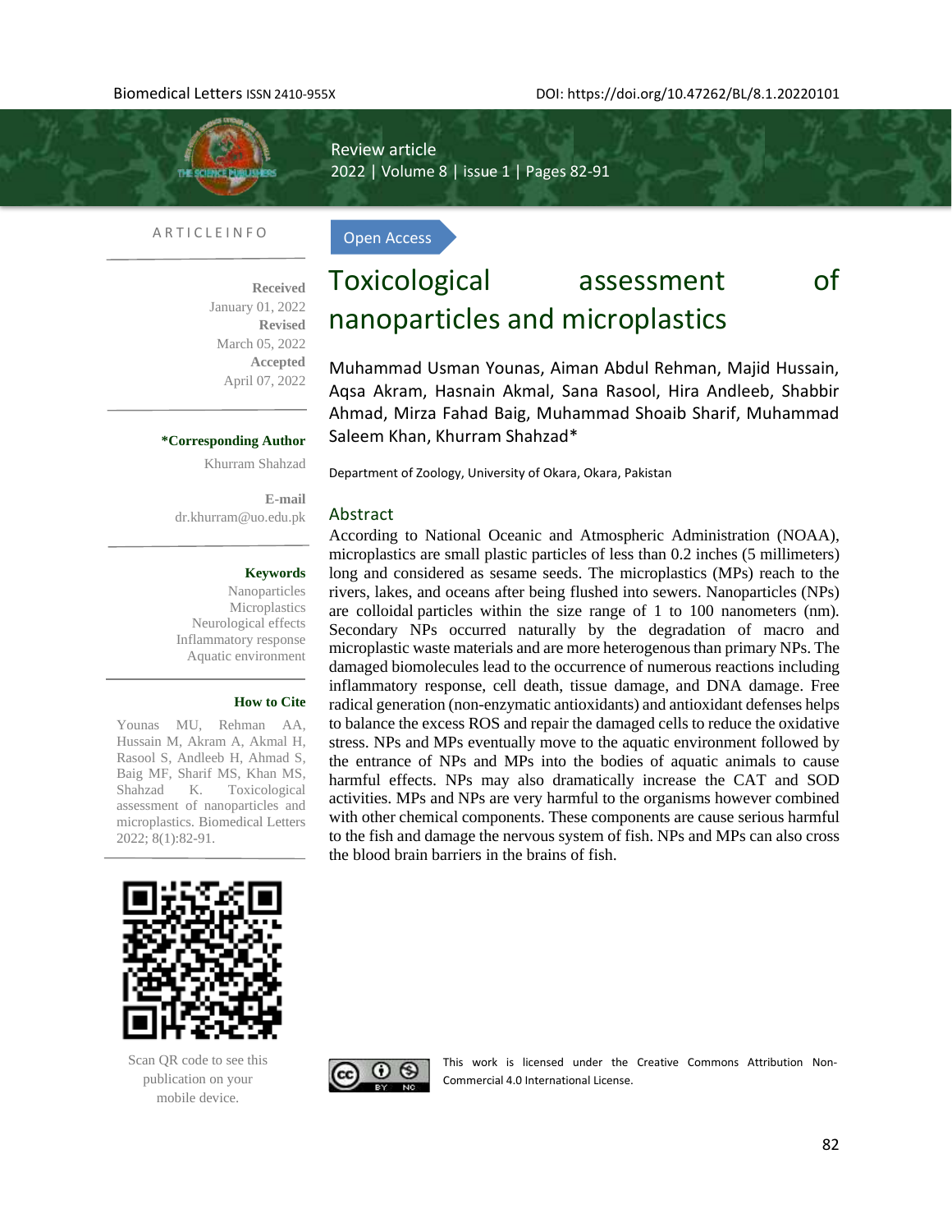Review article

Open Access

# Toxicological assessment of nanoparticles and microplastics

Muhammad Usman Younas, Aiman Abdul Rehman, Majid Hussain, Aqsa Akram, Hasnain Akmal, Sana Rasool, Hira Andleeb, Shabbir Ahmad, Mirza Fahad Baig, Muhammad Shoaib Sharif, Muhammad Saleem Khan, Khurram Shahzad*

Department of Zoology, University of Okara, Okara, Pakistan

ARTICLE INFO

**Received**
January 01, 2022
**Revised**
March 05, 2022
**Accepted**
April 07, 2022

***Corresponding Author**
Khurram Shahzad

**E-mail**
dr.khurram@uo.edu.pk

**Keywords**
Nanoparticles
Microplastics
Neurological effects
Inflammatory response
Aquatic environment

**How to Cite**
Younas MU, Rehman AA, Hussain M, Akram A, Akmal H, Rasool S, Andleeb H, Ahmad S, Baig MF, Sharif MS, Khan MS, Shahzad K. Toxicological assessment of nanoparticles and microplastics. Biomedical Letters 2022; 8(1):82-91.

Scan QR code to see this publication on your mobile device.

## Abstract

According to National Oceanic and Atmospheric Administration (NOAA), microplastics are small plastic particles of less than 0.2 inches (5 millimeters) long and considered as sesame seeds. The microplastics (MPs) reach to the rivers, lakes, and oceans after being flushed into sewers. Nanoparticles (NPs) are colloidal particles within the size range of 1 to 100 nanometers (nm). Secondary NPs occurred naturally by the degradation of macro and microplastic waste materials and are more heterogenous than primary NPs. The damaged biomolecules lead to the occurrence of numerous reactions including inflammatory response, cell death, tissue damage, and DNA damage. Free radical generation (non-enzymatic antioxidants) and antioxidant defenses helps to balance the excess ROS and repair the damaged cells to reduce the oxidative stress. NPs and MPs eventually move to the aquatic environment followed by the entrance of NPs and MPs into the bodies of aquatic animals to cause harmful effects. NPs may also dramatically increase the CAT and SOD activities. MPs and NPs are very harmful to the organisms however combined with other chemical components. These components are cause serious harmful to the fish and damage the nervous system of fish. NPs and MPs can also cross the blood brain barriers in the brains of fish.

This work is licensed under the Creative Commons Attribution Non-Commercial 4.0 International License.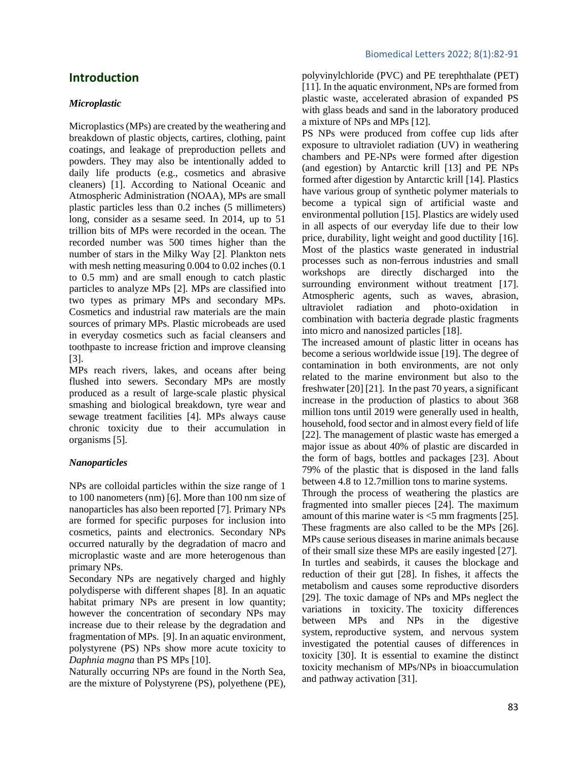## Introduction

### *Microplastic*

Microplastics (MPs) are created by the weathering and breakdown of plastic objects, cartires, clothing, paint coatings, and leakage of preproduction pellets and powders. They may also be intentionally added to daily life products (e.g., cosmetics and abrasive cleaners) [1]. According to National Oceanic and Atmospheric Administration (NOAA), MPs are small plastic particles less than 0.2 inches (5 millimeters) long, consider as a sesame seed. In 2014, up to 51 trillion bits of MPs were recorded in the ocean. The recorded number was 500 times higher than the number of stars in the Milky Way [2]. Plankton nets with mesh netting measuring 0.004 to 0.02 inches (0.1 to 0.5 mm) and are small enough to catch plastic particles to analyze MPs [2]. MPs are classified into two types as primary MPs and secondary MPs. Cosmetics and industrial raw materials are the main sources of primary MPs. Plastic microbeads are used in everyday cosmetics such as facial cleansers and toothpaste to increase friction and improve cleansing [3].

MPs reach rivers, lakes, and oceans after being flushed into sewers. Secondary MPs are mostly produced as a result of large-scale plastic physical smashing and biological breakdown, tyre wear and sewage treatment facilities [4]. MPs always cause chronic toxicity due to their accumulation in organisms [5].

### *Nanoparticles*

NPs are colloidal particles within the size range of 1 to 100 nanometers (nm) [6]. More than 100 nm size of nanoparticles has also been reported [7]. Primary NPs are formed for specific purposes for inclusion into cosmetics, paints and electronics. Secondary NPs occurred naturally by the degradation of macro and microplastic waste and are more heterogenous than primary NPs.

Secondary NPs are negatively charged and highly polydisperse with different shapes [8]. In an aquatic habitat primary NPs are present in low quantity; however the concentration of secondary NPs may increase due to their release by the degradation and fragmentation of MPs. [9]. In an aquatic environment, polystyrene (PS) NPs show more acute toxicity to *Daphnia magna* than PS MPs [10].

Naturally occurring NPs are found in the North Sea, are the mixture of Polystyrene (PS), polyethene (PE), polyvinylchloride (PVC) and PE terephthalate (PET) [11]. In the aquatic environment, NPs are formed from plastic waste, accelerated abrasion of expanded PS with glass beads and sand in the laboratory produced a mixture of NPs and MPs [12].

PS NPs were produced from coffee cup lids after exposure to ultraviolet radiation (UV) in weathering chambers and PE-NPs were formed after digestion (and egestion) by Antarctic krill [13] and PE NPs formed after digestion by Antarctic krill [14]. Plastics have various group of synthetic polymer materials to become a typical sign of artificial waste and environmental pollution [15]. Plastics are widely used in all aspects of our everyday life due to their low price, durability, light weight and good ductility [16]. Most of the plastics waste generated in industrial processes such as non-ferrous industries and small workshops are directly discharged into the surrounding environment without treatment [17]. Atmospheric agents, such as waves, abrasion, ultraviolet radiation and photo-oxidation in combination with bacteria degrade plastic fragments into micro and nanosized particles [18].

The increased amount of plastic litter in oceans has become a serious worldwide issue [19]. The degree of contamination in both environments, are not only related to the marine environment but also to the freshwater [20] [21]. In the past 70 years, a significant increase in the production of plastics to about 368 million tons until 2019 were generally used in health, household, food sector and in almost every field of life [22]. The management of plastic waste has emerged a major issue as about 40% of plastic are discarded in the form of bags, bottles and packages [23]. About 79% of the plastic that is disposed in the land falls between 4.8 to 12.7million tons to marine systems.

Through the process of weathering the plastics are fragmented into smaller pieces [24]. The maximum amount of this marine water is <5 mm fragments [25]. These fragments are also called to be the MPs [26]. MPs cause serious diseases in marine animals because of their small size these MPs are easily ingested [27]. In turtles and seabirds, it causes the blockage and reduction of their gut [28]. In fishes, it affects the metabolism and causes some reproductive disorders [29]. The toxic damage of NPs and MPs neglect the variations in toxicity. The toxicity differences between MPs and NPs in the digestive system, reproductive system, and nervous system investigated the potential causes of differences in toxicity [30]. It is essential to examine the distinct toxicity mechanism of MPs/NPs in bioaccumulation and pathway activation [31].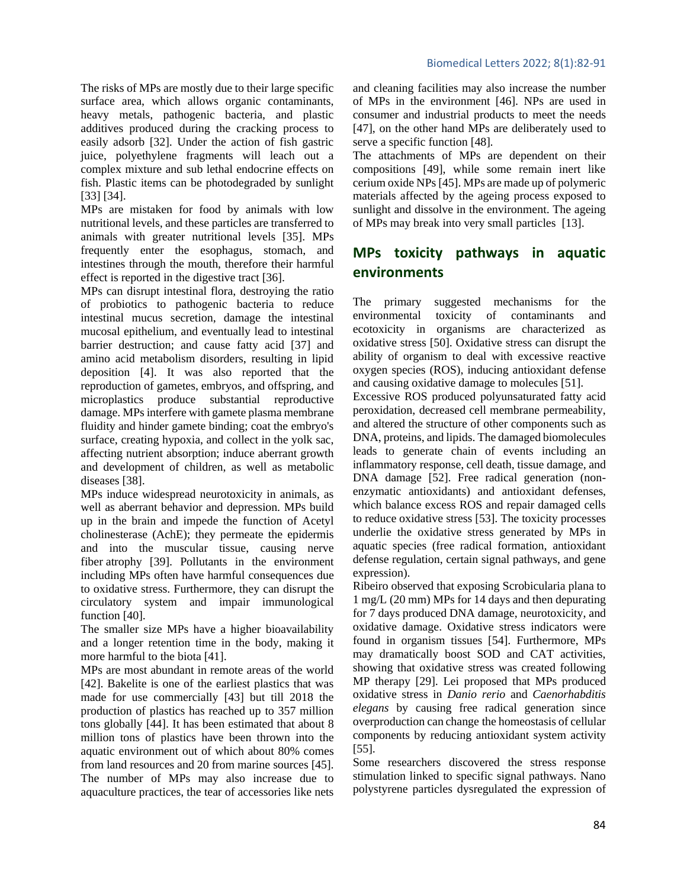The risks of MPs are mostly due to their large specific surface area, which allows organic contaminants, heavy metals, pathogenic bacteria, and plastic additives produced during the cracking process to easily adsorb [32]. Under the action of fish gastric juice, polyethylene fragments will leach out a complex mixture and sub lethal endocrine effects on fish. Plastic items can be photodegraded by sunlight [33] [34].

MPs are mistaken for food by animals with low nutritional levels, and these particles are transferred to animals with greater nutritional levels [35]. MPs frequently enter the esophagus, stomach, and intestines through the mouth, therefore their harmful effect is reported in the digestive tract [36].

MPs can disrupt intestinal flora, destroying the ratio of probiotics to pathogenic bacteria to reduce intestinal mucus secretion, damage the intestinal mucosal epithelium, and eventually lead to intestinal barrier destruction; and cause fatty acid [37] and amino acid metabolism disorders, resulting in lipid deposition [4]. It was also reported that the reproduction of gametes, embryos, and offspring, and microplastics produce substantial reproductive damage. MPs interfere with gamete plasma membrane fluidity and hinder gamete binding; coat the embryo's surface, creating hypoxia, and collect in the yolk sac, affecting nutrient absorption; induce aberrant growth and development of children, as well as metabolic diseases [38].

MPs induce widespread neurotoxicity in animals, as well as aberrant behavior and depression. MPs build up in the brain and impede the function of Acetyl cholinesterase (AchE); they permeate the epidermis and into the muscular tissue, causing nerve fiber atrophy [39]. Pollutants in the environment including MPs often have harmful consequences due to oxidative stress. Furthermore, they can disrupt the circulatory system and impair immunological function [40].

The smaller size MPs have a higher bioavailability and a longer retention time in the body, making it more harmful to the biota [41].

MPs are most abundant in remote areas of the world [42]. Bakelite is one of the earliest plastics that was made for use commercially [43] but till 2018 the production of plastics has reached up to 357 million tons globally [44]. It has been estimated that about 8 million tons of plastics have been thrown into the aquatic environment out of which about 80% comes from land resources and 20 from marine sources [45]. The number of MPs may also increase due to aquaculture practices, the tear of accessories like nets and cleaning facilities may also increase the number of MPs in the environment [46]. NPs are used in consumer and industrial products to meet the needs [47], on the other hand MPs are deliberately used to serve a specific function [48].

The attachments of MPs are dependent on their compositions [49], while some remain inert like cerium oxide NPs [45]. MPs are made up of polymeric materials affected by the ageing process exposed to sunlight and dissolve in the environment. The ageing of MPs may break into very small particles [13].

## MPs toxicity pathways in aquatic environments

The primary suggested mechanisms for the environmental toxicity of contaminants and ecotoxicity in organisms are characterized as oxidative stress [50]. Oxidative stress can disrupt the ability of organism to deal with excessive reactive oxygen species (ROS), inducing antioxidant defense and causing oxidative damage to molecules [51].

Excessive ROS produced polyunsaturated fatty acid peroxidation, decreased cell membrane permeability, and altered the structure of other components such as DNA, proteins, and lipids. The damaged biomolecules leads to generate chain of events including an inflammatory response, cell death, tissue damage, and DNA damage [52]. Free radical generation (non-enzymatic antioxidants) and antioxidant defenses, which balance excess ROS and repair damaged cells to reduce oxidative stress [53]. The toxicity processes underlie the oxidative stress generated by MPs in aquatic species (free radical formation, antioxidant defense regulation, certain signal pathways, and gene expression).

Ribeiro observed that exposing Scrobicularia plana to 1 mg/L (20 mm) MPs for 14 days and then depurating for 7 days produced DNA damage, neurotoxicity, and oxidative damage. Oxidative stress indicators were found in organism tissues [54]. Furthermore, MPs may dramatically boost SOD and CAT activities, showing that oxidative stress was created following MP therapy [29]. Lei proposed that MPs produced oxidative stress in *Danio rerio* and *Caenorhabditis elegans* by causing free radical generation since overproduction can change the homeostasis of cellular components by reducing antioxidant system activity [55].

Some researchers discovered the stress response stimulation linked to specific signal pathways. Nano polystyrene particles dysregulated the expression of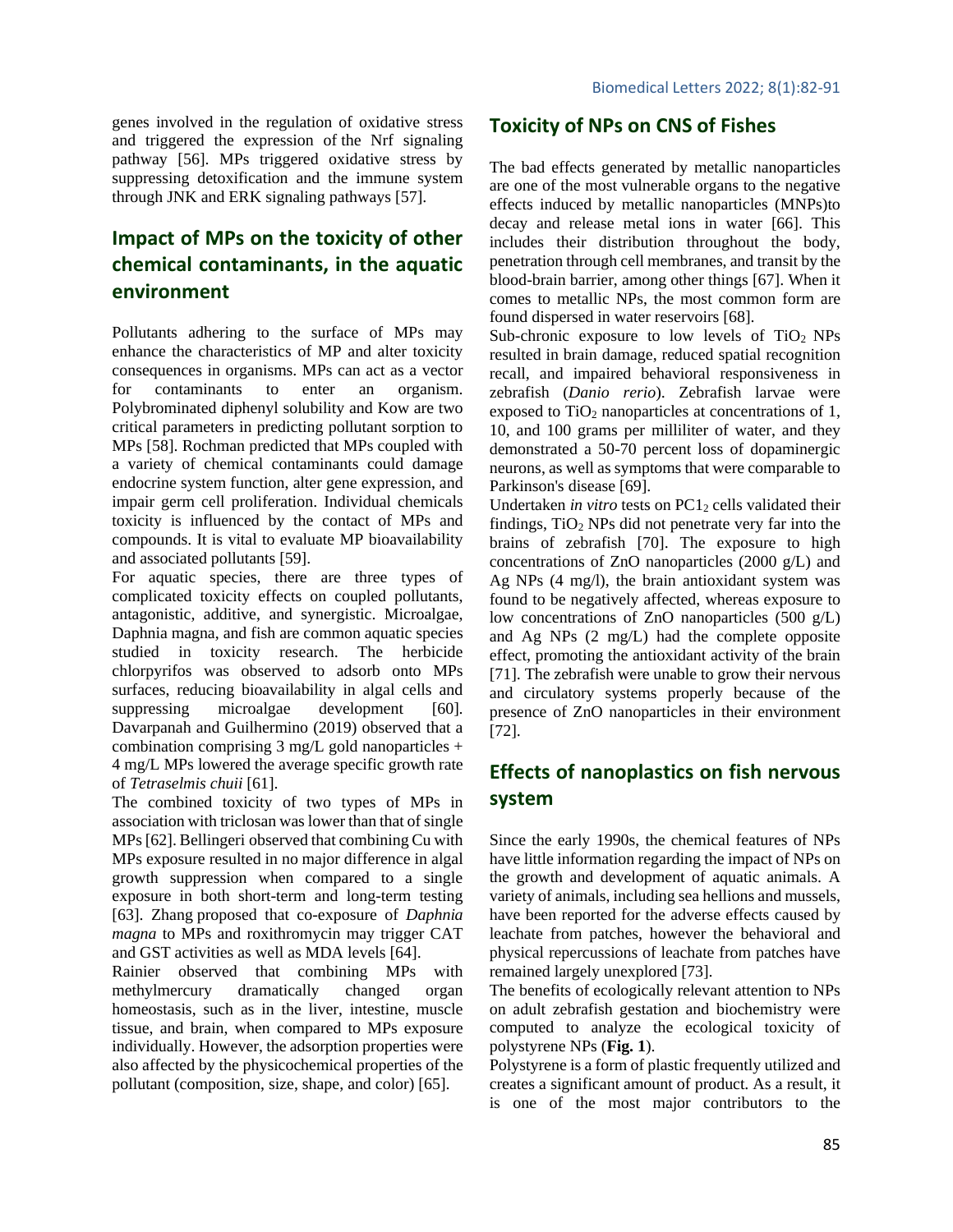genes involved in the regulation of oxidative stress and triggered the expression of the Nrf signaling pathway [56]. MPs triggered oxidative stress by suppressing detoxification and the immune system through JNK and ERK signaling pathways [57].

## Impact of MPs on the toxicity of other chemical contaminants, in the aquatic environment

Pollutants adhering to the surface of MPs may enhance the characteristics of MP and alter toxicity consequences in organisms. MPs can act as a vector for contaminants to enter an organism. Polybrominated diphenyl solubility and Kow are two critical parameters in predicting pollutant sorption to MPs [58]. Rochman predicted that MPs coupled with a variety of chemical contaminants could damage endocrine system function, alter gene expression, and impair germ cell proliferation. Individual chemicals toxicity is influenced by the contact of MPs and compounds. It is vital to evaluate MP bioavailability and associated pollutants [59].

For aquatic species, there are three types of complicated toxicity effects on coupled pollutants, antagonistic, additive, and synergistic. Microalgae, Daphnia magna, and fish are common aquatic species studied in toxicity research. The herbicide chlorpyrifos was observed to adsorb onto MPs surfaces, reducing bioavailability in algal cells and suppressing microalgae development [60]. Davarpanah and Guilhermino (2019) observed that a combination comprising 3 mg/L gold nanoparticles + 4 mg/L MPs lowered the average specific growth rate of *Tetraselmis chuii* [61].

The combined toxicity of two types of MPs in association with triclosan was lower than that of single MPs [62]. Bellingeri observed that combining Cu with MPs exposure resulted in no major difference in algal growth suppression when compared to a single exposure in both short-term and long-term testing [63]. Zhang proposed that co-exposure of *Daphnia magna* to MPs and roxithromycin may trigger CAT and GST activities as well as MDA levels [64].

Rainier observed that combining MPs with methylmercury dramatically changed organ homeostasis, such as in the liver, intestine, muscle tissue, and brain, when compared to MPs exposure individually. However, the adsorption properties were also affected by the physicochemical properties of the pollutant (composition, size, shape, and color) [65].

## Toxicity of NPs on CNS of Fishes

The bad effects generated by metallic nanoparticles are one of the most vulnerable organs to the negative effects induced by metallic nanoparticles (MNPs)to decay and release metal ions in water [66]. This includes their distribution throughout the body, penetration through cell membranes, and transit by the blood-brain barrier, among other things [67]. When it comes to metallic NPs, the most common form are found dispersed in water reservoirs [68].

Sub-chronic exposure to low levels of $TiO_2$ NPs resulted in brain damage, reduced spatial recognition recall, and impaired behavioral responsiveness in zebrafish (*Danio rerio*). Zebrafish larvae were exposed to $TiO_2$ nanoparticles at concentrations of 1, 10, and 100 grams per milliliter of water, and they demonstrated a 50-70 percent loss of dopaminergic neurons, as well as symptoms that were comparable to Parkinson's disease [69].

Undertaken *in vitro* tests on $PC1_2$ cells validated their findings, $TiO_2$ NPs did not penetrate very far into the brains of zebrafish [70]. The exposure to high concentrations of ZnO nanoparticles (2000 g/L) and Ag NPs (4 mg/l), the brain antioxidant system was found to be negatively affected, whereas exposure to low concentrations of ZnO nanoparticles (500 g/L) and Ag NPs (2 mg/L) had the complete opposite effect, promoting the antioxidant activity of the brain [71]. The zebrafish were unable to grow their nervous and circulatory systems properly because of the presence of ZnO nanoparticles in their environment [72].

## Effects of nanoplastics on fish nervous system

Since the early 1990s, the chemical features of NPs have little information regarding the impact of NPs on the growth and development of aquatic animals. A variety of animals, including sea hellions and mussels, have been reported for the adverse effects caused by leachate from patches, however the behavioral and physical repercussions of leachate from patches have remained largely unexplored [73].

The benefits of ecologically relevant attention to NPs on adult zebrafish gestation and biochemistry were computed to analyze the ecological toxicity of polystyrene NPs (**Fig. 1**).

Polystyrene is a form of plastic frequently utilized and creates a significant amount of product. As a result, it is one of the most major contributors to the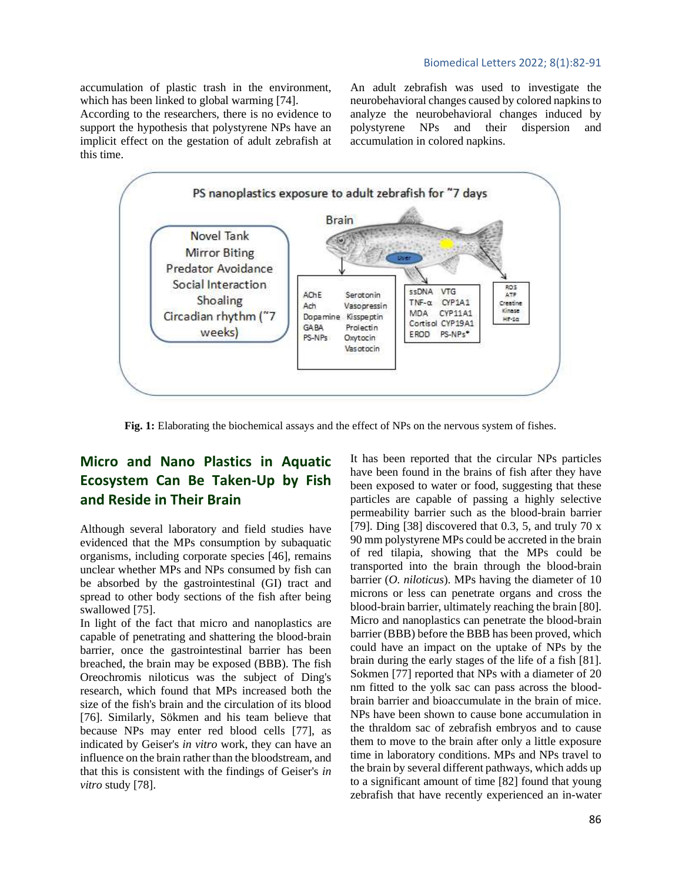accumulation of plastic trash in the environment, which has been linked to global warming [74].

According to the researchers, there is no evidence to support the hypothesis that polystyrene NPs have an implicit effect on the gestation of adult zebrafish at this time.

An adult zebrafish was used to investigate the neurobehavioral changes caused by colored napkins to analyze the neurobehavioral changes induced by polystyrene NPs and their dispersion and accumulation in colored napkins.

PS nanoplastics exposure to adult zebrafish for ~7 days

Novel Tank
Mirror Biting
Predator Avoidance
Social Interaction
Shoaling
Circadian rhythm (~7 weeks)

Brain

AChE, Ach, Dopamine, GABA, PS-NPs, Serotonin, Vasopressin, Kisspeptin, Prolectin, Oxytocin, Vasotocin

Liver

ssDNA, TNF-α, MDA, Cortisol, EROD, VTG, CYP1A1, CYP11A1, CYP19A1, PS-NPs*

ROS, ATP, Crestine Kinase, HIF-1α

**Fig. 1:** Elaborating the biochemical assays and the effect of NPs on the nervous system of fishes.

## Micro and Nano Plastics in Aquatic Ecosystem Can Be Taken-Up by Fish and Reside in Their Brain

Although several laboratory and field studies have evidenced that the MPs consumption by subaqueatic organisms, including corporate species [46], remains unclear whether MPs and NPs consumed by fish can be absorbed by the gastrointestinal (GI) tract and spread to other body sections of the fish after being swallowed [75].

In light of the fact that micro and nanoplastics are capable of penetrating and shattering the blood-brain barrier, once the gastrointestinal barrier has been breached, the brain may be exposed (BBB). The fish Oreochromis niloticus was the subject of Ding's research, which found that MPs increased both the size of the fish's brain and the circulation of its blood [76]. Similarly, Sökmen and his team believe that because NPs may enter red blood cells [77], as indicated by Geiser's *in vitro* work, they can have an influence on the brain rather than the bloodstream, and that this is consistent with the findings of Geiser's *in vitro* study [78].

It has been reported that the circular NPs particles have been found in the brains of fish after they have been exposed to water or food, suggesting that these particles are capable of passing a highly selective permeability barrier such as the blood-brain barrier [79]. Ding [38] discovered that 0.3, 5, and truly 70 x 90 mm polystyrene MPs could be accreted in the brain of red tilapia, showing that the MPs could be transported into the brain through the blood-brain barrier (*O. niloticus*). MPs having the diameter of 10 microns or less can penetrate organs and cross the blood-brain barrier, ultimately reaching the brain [80]. Micro and nanoplastics can penetrate the blood-brain barrier (BBB) before the BBB has been proved, which could have an impact on the uptake of NPs by the brain during the early stages of the life of a fish [81]. Sokmen [77] reported that NPs with a diameter of 20 nm fitted to the yolk sac can pass across the blood-brain barrier and bioaccumulate in the brain of mice. NPs have been shown to cause bone accumulation in the thraldom sac of zebrafish embryos and to cause them to move to the brain after only a little exposure time in laboratory conditions. MPs and NPs travel to the brain by several different pathways, which adds up to a significant amount of time [82] found that young zebrafish that have recently experienced an in-water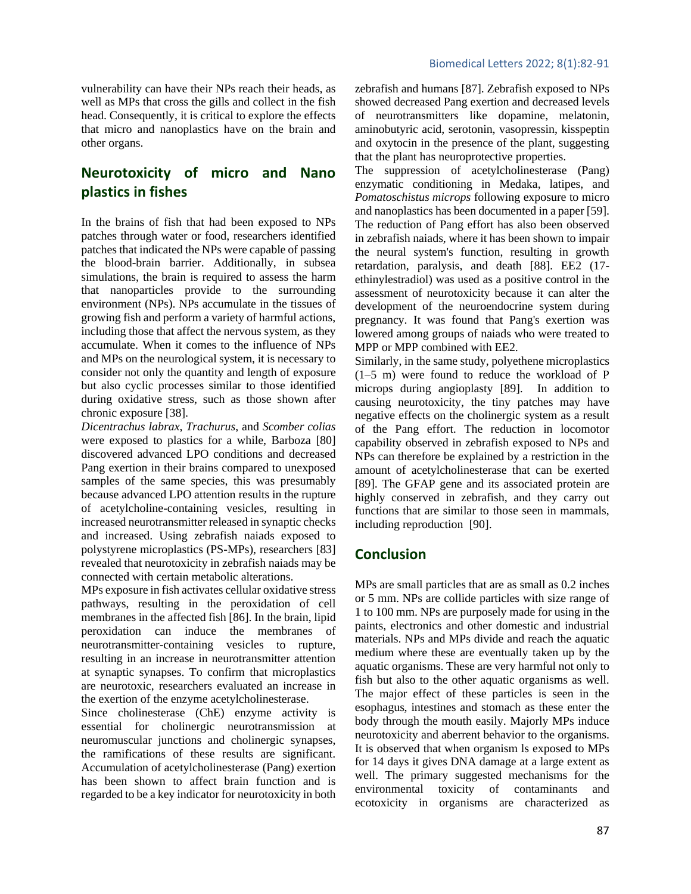vulnerability can have their NPs reach their heads, as well as MPs that cross the gills and collect in the fish head. Consequently, it is critical to explore the effects that micro and nanoplastics have on the brain and other organs.

## Neurotoxicity of micro and Nano plastics in fishes

In the brains of fish that had been exposed to NPs patches through water or food, researchers identified patches that indicated the NPs were capable of passing the blood-brain barrier. Additionally, in subsea simulations, the brain is required to assess the harm that nanoparticles provide to the surrounding environment (NPs). NPs accumulate in the tissues of growing fish and perform a variety of harmful actions, including those that affect the nervous system, as they accumulate. When it comes to the influence of NPs and MPs on the neurological system, it is necessary to consider not only the quantity and length of exposure but also cyclic processes similar to those identified during oxidative stress, such as those shown after chronic exposure [38].

*Dicentrachus labrax*, *Trachurus*, and *Scomber colias* were exposed to plastics for a while, Barboza [80] discovered advanced LPO conditions and decreased Pang exertion in their brains compared to unexposed samples of the same species, this was presumably because advanced LPO attention results in the rupture of acetylcholine-containing vesicles, resulting in increased neurotransmitter released in synaptic checks and increased. Using zebrafish naiads exposed to polystyrene microplastics (PS-MPs), researchers [83] revealed that neurotoxicity in zebrafish naiads may be connected with certain metabolic alterations.

MPs exposure in fish activates cellular oxidative stress pathways, resulting in the peroxidation of cell membranes in the affected fish [86]. In the brain, lipid peroxidation can induce the membranes of neurotransmitter-containing vesicles to rupture, resulting in an increase in neurotransmitter attention at synaptic synapses. To confirm that microplastics are neurotoxic, researchers evaluated an increase in the exertion of the enzyme acetylcholinesterase.

Since cholinesterase (ChE) enzyme activity is essential for cholinergic neurotransmission at neuromuscular junctions and cholinergic synapses, the ramifications of these results are significant. Accumulation of acetylcholinesterase (Pang) exertion has been shown to affect brain function and is regarded to be a key indicator for neurotoxicity in both zebrafish and humans [87]. Zebrafish exposed to NPs showed decreased Pang exertion and decreased levels of neurotransmitters like dopamine, melatonin, aminobutyric acid, serotonin, vasopressin, kisspeptin and oxytocin in the presence of the plant, suggesting that the plant has neuroprotective properties.

The suppression of acetylcholinesterase (Pang) enzymatic conditioning in Medaka, latipes, and *Pomatoschistus microps* following exposure to micro and nanoplastics has been documented in a paper [59]. The reduction of Pang effort has also been observed in zebrafish naiads, where it has been shown to impair the neural system's function, resulting in growth retardation, paralysis, and death [88]. EE2 (17-ethinylestradiol) was used as a positive control in the assessment of neurotoxicity because it can alter the development of the neuroendocrine system during pregnancy. It was found that Pang's exertion was lowered among groups of naiads who were treated to MPP or MPP combined with EE2.

Similarly, in the same study, polyethene microplastics (1–5 m) were found to reduce the workload of P microps during angioplasty [89]. In addition to causing neurotoxicity, the tiny patches may have negative effects on the cholinergic system as a result of the Pang effort. The reduction in locomotor capability observed in zebrafish exposed to NPs and NPs can therefore be explained by a restriction in the amount of acetylcholinesterase that can be exerted [89]. The GFAP gene and its associated protein are highly conserved in zebrafish, and they carry out functions that are similar to those seen in mammals, including reproduction [90].

## Conclusion

MPs are small particles that are as small as 0.2 inches or 5 mm. NPs are collide particles with size range of 1 to 100 mm. NPs are purposely made for using in the paints, electronics and other domestic and industrial materials. NPs and MPs divide and reach the aquatic medium where these are eventually taken up by the aquatic organisms. These are very harmful not only to fish but also to the other aquatic organisms as well. The major effect of these particles is seen in the esophagus, intestines and stomach as these enter the body through the mouth easily. Majorly MPs induce neurotoxicity and aberrent behavior to the organisms. It is observed that when organism ls exposed to MPs for 14 days it gives DNA damage at a large extent as well. The primary suggested mechanisms for the environmental toxicity of contaminants and ecotoxicity in organisms are characterized as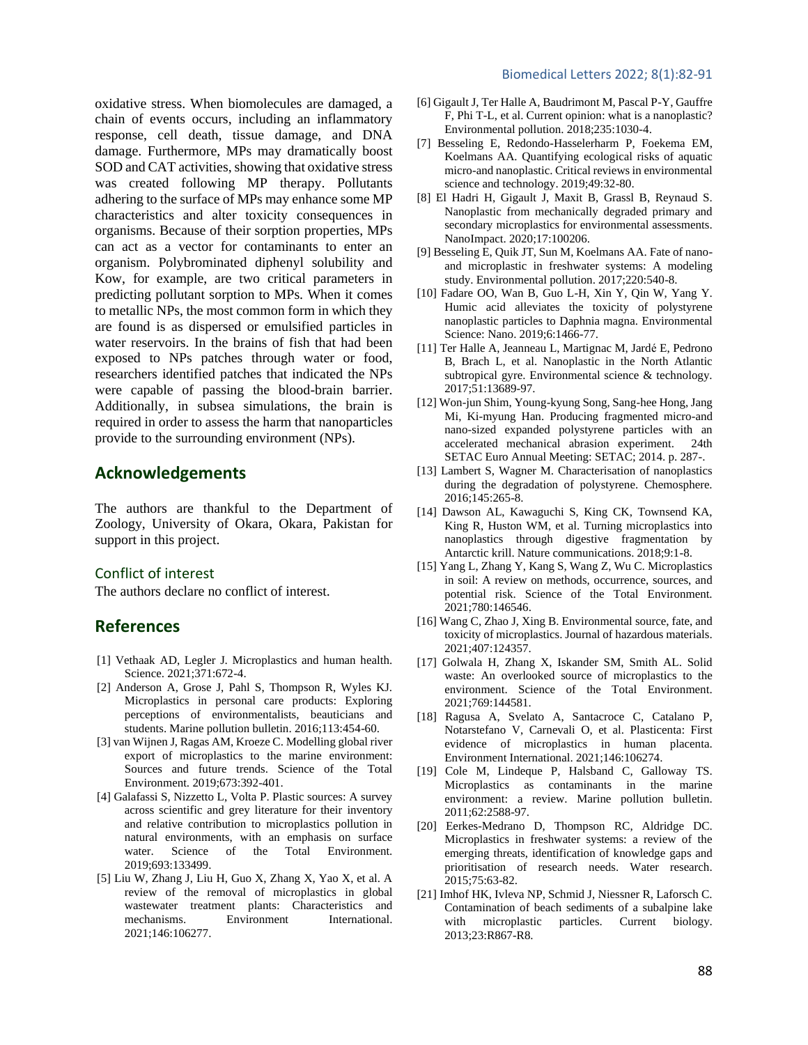oxidative stress. When biomolecules are damaged, a chain of events occurs, including an inflammatory response, cell death, tissue damage, and DNA damage. Furthermore, MPs may dramatically boost SOD and CAT activities, showing that oxidative stress was created following MP therapy. Pollutants adhering to the surface of MPs may enhance some MP characteristics and alter toxicity consequences in organisms. Because of their sorption properties, MPs can act as a vector for contaminants to enter an organism. Polybrominated diphenyl solubility and Kow, for example, are two critical parameters in predicting pollutant sorption to MPs. When it comes to metallic NPs, the most common form in which they are found is as dispersed or emulsified particles in water reservoirs. In the brains of fish that had been exposed to NPs patches through water or food, researchers identified patches that indicated the NPs were capable of passing the blood-brain barrier. Additionally, in subsea simulations, the brain is required in order to assess the harm that nanoparticles provide to the surrounding environment (NPs).

## Acknowledgements

The authors are thankful to the Department of Zoology, University of Okara, Okara, Pakistan for support in this project.

### Conflict of interest

The authors declare no conflict of interest.

## References

[1] Vethaak AD, Legler J. Microplastics and human health. Science. 2021;371:672-4.

[2] Anderson A, Grose J, Pahl S, Thompson R, Wyles KJ. Microplastics in personal care products: Exploring perceptions of environmentalists, beauticians and students. Marine pollution bulletin. 2016;113:454-60.

[3] van Wijnen J, Ragas AM, Kroeze C. Modelling global river export of microplastics to the marine environment: Sources and future trends. Science of the Total Environment. 2019;673:392-401.

[4] Galafassi S, Nizzetto L, Volta P. Plastic sources: A survey across scientific and grey literature for their inventory and relative contribution to microplastics pollution in natural environments, with an emphasis on surface water. Science of the Total Environment. 2019;693:133499.

[5] Liu W, Zhang J, Liu H, Guo X, Zhang X, Yao X, et al. A review of the removal of microplastics in global wastewater treatment plants: Characteristics and mechanisms. Environment International. 2021;146:106277.

[6] Gigault J, Ter Halle A, Baudrimont M, Pascal P-Y, Gauffre F, Phi T-L, et al. Current opinion: what is a nanoplastic? Environmental pollution. 2018;235:1030-4.

[7] Besseling E, Redondo-Hasselerharm P, Foekema EM, Koelmans AA. Quantifying ecological risks of aquatic micro-and nanoplastic. Critical reviews in environmental science and technology. 2019;49:32-80.

[8] El Hadri H, Gigault J, Maxit B, Grassl B, Reynaud S. Nanoplastic from mechanically degraded primary and secondary microplastics for environmental assessments. NanoImpact. 2020;17:100206.

[9] Besseling E, Quik JT, Sun M, Koelmans AA. Fate of nano-and microplastic in freshwater systems: A modeling study. Environmental pollution. 2017;220:540-8.

[10] Fadare OO, Wan B, Guo L-H, Xin Y, Qin W, Yang Y. Humic acid alleviates the toxicity of polystyrene nanoplastic particles to Daphnia magna. Environmental Science: Nano. 2019;6:1466-77.

[11] Ter Halle A, Jeanneau L, Martignac M, Jardé E, Pedrono B, Brach L, et al. Nanoplastic in the North Atlantic subtropical gyre. Environmental science & technology. 2017;51:13689-97.

[12] Won-jun Shim, Young-kyung Song, Sang-hee Hong, Jang Mi, Ki-myung Han. Producing fragmented micro-and nano-sized expanded polystyrene particles with an accelerated mechanical abrasion experiment. 24th SETAC Euro Annual Meeting: SETAC; 2014. p. 287-.

[13] Lambert S, Wagner M. Characterisation of nanoplastics during the degradation of polystyrene. Chemosphere. 2016;145:265-8.

[14] Dawson AL, Kawaguchi S, King CK, Townsend KA, King R, Huston WM, et al. Turning microplastics into nanoplastics through digestive fragmentation by Antarctic krill. Nature communications. 2018;9:1-8.

[15] Yang L, Zhang Y, Kang S, Wang Z, Wu C. Microplastics in soil: A review on methods, occurrence, sources, and potential risk. Science of the Total Environment. 2021;780:146546.

[16] Wang C, Zhao J, Xing B. Environmental source, fate, and toxicity of microplastics. Journal of hazardous materials. 2021;407:124357.

[17] Golwala H, Zhang X, Iskander SM, Smith AL. Solid waste: An overlooked source of microplastics to the environment. Science of the Total Environment. 2021;769:144581.

[18] Ragusa A, Svelato A, Santacroce C, Catalano P, Notarstefano V, Carnevali O, et al. Plasticenta: First evidence of microplastics in human placenta. Environment International. 2021;146:106274.

[19] Cole M, Lindeque P, Halsband C, Galloway TS. Microplastics as contaminants in the marine environment: a review. Marine pollution bulletin. 2011;62:2588-97.

[20] Eerkes-Medrano D, Thompson RC, Aldridge DC. Microplastics in freshwater systems: a review of the emerging threats, identification of knowledge gaps and prioritisation of research needs. Water research. 2015;75:63-82.

[21] Imhof HK, Ivleva NP, Schmid J, Niessner R, Laforsch C. Contamination of beach sediments of a subalpine lake with microplastic particles. Current biology. 2013;23:R867-R8.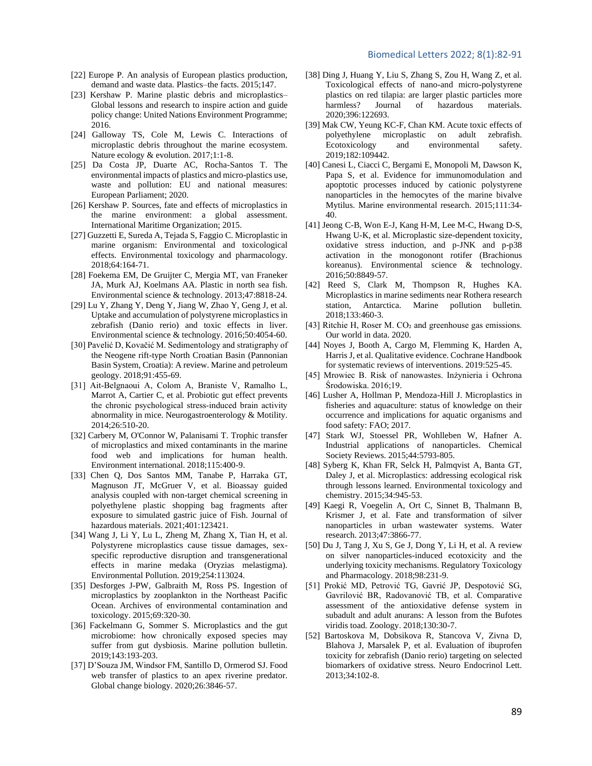[22] Europe P. An analysis of European plastics production, demand and waste data. Plastics–the facts. 2015;147.

[23] Kershaw P. Marine plastic debris and microplastics–Global lessons and research to inspire action and guide policy change: United Nations Environment Programme; 2016.

[24] Galloway TS, Cole M, Lewis C. Interactions of microplastic debris throughout the marine ecosystem. Nature ecology & evolution. 2017;1:1-8.

[25] Da Costa JP, Duarte AC, Rocha-Santos T. The environmental impacts of plastics and micro-plastics use, waste and pollution: EU and national measures: European Parliament; 2020.

[26] Kershaw P. Sources, fate and effects of microplastics in the marine environment: a global assessment. International Maritime Organization; 2015.

[27] Guzzetti E, Sureda A, Tejada S, Faggio C. Microplastic in marine organism: Environmental and toxicological effects. Environmental toxicology and pharmacology. 2018;64:164-71.

[28] Foekema EM, De Gruijter C, Mergia MT, van Franeker JA, Murk AJ, Koelmans AA. Plastic in north sea fish. Environmental science & technology. 2013;47:8818-24.

[29] Lu Y, Zhang Y, Deng Y, Jiang W, Zhao Y, Geng J, et al. Uptake and accumulation of polystyrene microplastics in zebrafish (Danio rerio) and toxic effects in liver. Environmental science & technology. 2016;50:4054-60.

[30] Pavelić D, Kovačić M. Sedimentology and stratigraphy of the Neogene rift-type North Croatian Basin (Pannonian Basin System, Croatia): A review. Marine and petroleum geology. 2018;91:455-69.

[31] Ait-Belgnaoui A, Colom A, Braniste V, Ramalho L, Marrot A, Cartier C, et al. Probiotic gut effect prevents the chronic psychological stress-induced brain activity abnormality in mice. Neurogastroenterology & Motility. 2014;26:510-20.

[32] Carbery M, O'Connor W, Palanisami T. Trophic transfer of microplastics and mixed contaminants in the marine food web and implications for human health. Environment international. 2018;115:400-9.

[33] Chen Q, Dos Santos MM, Tanabe P, Harraka GT, Magnuson JT, McGruer V, et al. Bioassay guided analysis coupled with non-target chemical screening in polyethylene plastic shopping bag fragments after exposure to simulated gastric juice of Fish. Journal of hazardous materials. 2021;401:123421.

[34] Wang J, Li Y, Lu L, Zheng M, Zhang X, Tian H, et al. Polystyrene microplastics cause tissue damages, sex-specific reproductive disruption and transgenerational effects in marine medaka (Oryzias melastigma). Environmental Pollution. 2019;254:113024.

[35] Desforges J-PW, Galbraith M, Ross PS. Ingestion of microplastics by zooplankton in the Northeast Pacific Ocean. Archives of environmental contamination and toxicology. 2015;69:320-30.

[36] Fackelmann G, Sommer S. Microplastics and the gut microbiome: how chronically exposed species may suffer from gut dysbiosis. Marine pollution bulletin. 2019;143:193-203.

[37] D'Souza JM, Windsor FM, Santillo D, Ormerod SJ. Food web transfer of plastics to an apex riverine predator. Global change biology. 2020;26:3846-57.

[38] Ding J, Huang Y, Liu S, Zhang S, Zou H, Wang Z, et al. Toxicological effects of nano-and micro-polystyrene plastics on red tilapia: are larger plastic particles more harmless? Journal of hazardous materials. 2020;396:122693.

[39] Mak CW, Yeung KC-F, Chan KM. Acute toxic effects of polyethylene microplastic on adult zebrafish. Ecotoxicology and environmental safety. 2019;182:109442.

[40] Canesi L, Ciacci C, Bergami E, Monopoli M, Dawson K, Papa S, et al. Evidence for immunomodulation and apoptotic processes induced by cationic polystyrene nanoparticles in the hemocytes of the marine bivalve Mytilus. Marine environmental research. 2015;111:34-40.

[41] Jeong C-B, Won E-J, Kang H-M, Lee M-C, Hwang D-S, Hwang U-K, et al. Microplastic size-dependent toxicity, oxidative stress induction, and p-JNK and p-p38 activation in the monogonont rotifer (Brachionus koreanus). Environmental science & technology. 2016;50:8849-57.

[42] Reed S, Clark M, Thompson R, Hughes KA. Microplastics in marine sediments near Rothera research station, Antarctica. Marine pollution bulletin. 2018;133:460-3.

[43] Ritchie H, Roser M. $CO_2$ and greenhouse gas emissions. Our world in data. 2020.

[44] Noyes J, Booth A, Cargo M, Flemming K, Harden A, Harris J, et al. Qualitative evidence. Cochrane Handbook for systematic reviews of interventions. 2019:525-45.

[45] Mrowiec B. Risk of nanowastes. Inżynieria i Ochrona Środowiska. 2016;19.

[46] Lusher A, Hollman P, Mendoza-Hill J. Microplastics in fisheries and aquaculture: status of knowledge on their occurrence and implications for aquatic organisms and food safety: FAO; 2017.

[47] Stark WJ, Stoessel PR, Wohlleben W, Hafner A. Industrial applications of nanoparticles. Chemical Society Reviews. 2015;44:5793-805.

[48] Syberg K, Khan FR, Selck H, Palmqvist A, Banta GT, Daley J, et al. Microplastics: addressing ecological risk through lessons learned. Environmental toxicology and chemistry. 2015;34:945-53.

[49] Kaegi R, Voegelin A, Ort C, Sinnet B, Thalmann B, Krismer J, et al. Fate and transformation of silver nanoparticles in urban wastewater systems. Water research. 2013;47:3866-77.

[50] Du J, Tang J, Xu S, Ge J, Dong Y, Li H, et al. A review on silver nanoparticles-induced ecotoxicity and the underlying toxicity mechanisms. Regulatory Toxicology and Pharmacology. 2018;98:231-9.

[51] Prokić MD, Petrović TG, Gavrić JP, Despotović SG, Gavrilović BR, Radovanović TB, et al. Comparative assessment of the antioxidative defense system in subadult and adult anurans: A lesson from the Bufotes viridis toad. Zoology. 2018;130:30-7.

[52] Bartoskova M, Dobsikova R, Stancova V, Zivna D, Blahova J, Marsalek P, et al. Evaluation of ibuprofen toxicity for zebrafish (Danio rerio) targeting on selected biomarkers of oxidative stress. Neuro Endocrinol Lett. 2013;34:102-8.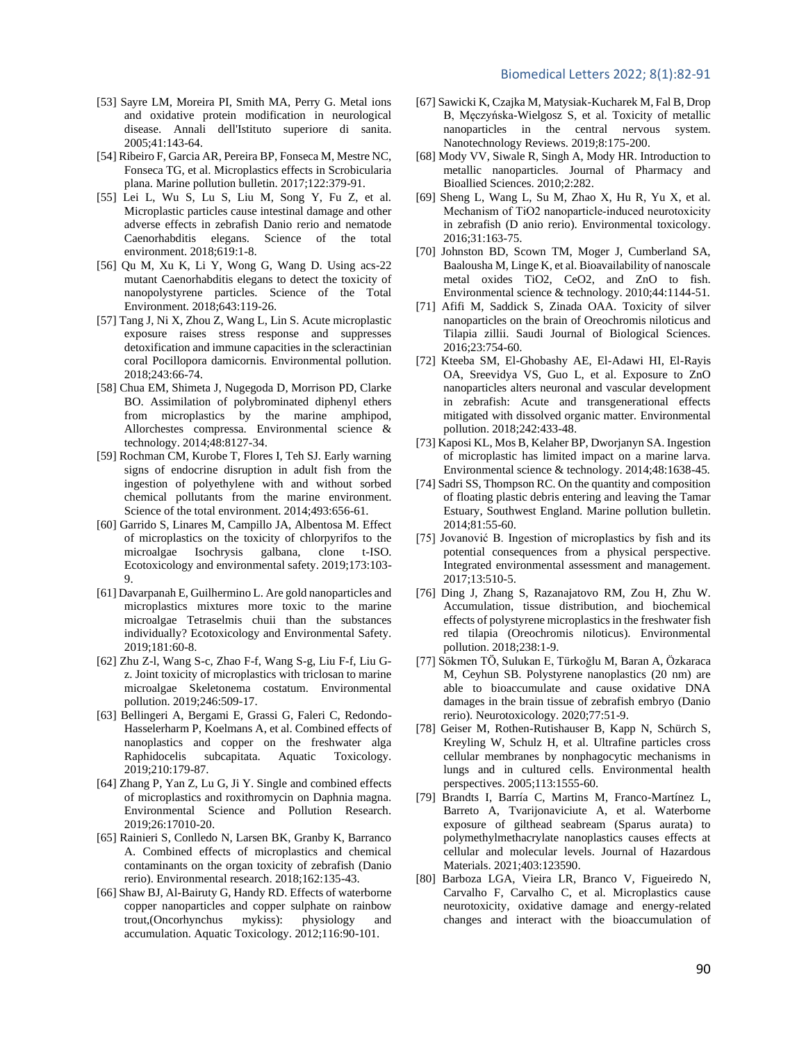[53] Sayre LM, Moreira PI, Smith MA, Perry G. Metal ions and oxidative protein modification in neurological disease. Annali dell'Istituto superiore di sanita. 2005;41:143-64.

[54] Ribeiro F, Garcia AR, Pereira BP, Fonseca M, Mestre NC, Fonseca TG, et al. Microplastics effects in Scrobicularia plana. Marine pollution bulletin. 2017;122:379-91.

[55] Lei L, Wu S, Lu S, Liu M, Song Y, Fu Z, et al. Microplastic particles cause intestinal damage and other adverse effects in zebrafish Danio rerio and nematode Caenorhabditis elegans. Science of the total environment. 2018;619:1-8.

[56] Qu M, Xu K, Li Y, Wong G, Wang D. Using acs-22 mutant Caenorhabditis elegans to detect the toxicity of nanopolystyrene particles. Science of the Total Environment. 2018;643:119-26.

[57] Tang J, Ni X, Zhou Z, Wang L, Lin S. Acute microplastic exposure raises stress response and suppresses detoxification and immune capacities in the scleractinian coral Pocillopora damicornis. Environmental pollution. 2018;243:66-74.

[58] Chua EM, Shimeta J, Nugegoda D, Morrison PD, Clarke BO. Assimilation of polybrominated diphenyl ethers from microplastics by the marine amphipod, Allorchestes compressa. Environmental science & technology. 2014;48:8127-34.

[59] Rochman CM, Kurobe T, Flores I, Teh SJ. Early warning signs of endocrine disruption in adult fish from the ingestion of polyethylene with and without sorbed chemical pollutants from the marine environment. Science of the total environment. 2014;493:656-61.

[60] Garrido S, Linares M, Campillo JA, Albentosa M. Effect of microplastics on the toxicity of chlorpyrifos to the microalgae Isochrysis galbana, clone t-ISO. Ecotoxicology and environmental safety. 2019;173:103-9.

[61] Davarpanah E, Guilhermino L. Are gold nanoparticles and microplastics mixtures more toxic to the marine microalgae Tetraselmis chuii than the substances individually? Ecotoxicology and Environmental Safety. 2019;181:60-8.

[62] Zhu Z-l, Wang S-c, Zhao F-f, Wang S-g, Liu F-f, Liu G-z. Joint toxicity of microplastics with triclosan to marine microalgae Skeletonema costatum. Environmental pollution. 2019;246:509-17.

[63] Bellingeri A, Bergami E, Grassi G, Faleri C, Redondo-Hasselerharm P, Koelmans A, et al. Combined effects of nanoplastics and copper on the freshwater alga Raphidocelis subcapitata. Aquatic Toxicology. 2019;210:179-87.

[64] Zhang P, Yan Z, Lu G, Ji Y. Single and combined effects of microplastics and roxithromycin on Daphnia magna. Environmental Science and Pollution Research. 2019;26:17010-20.

[65] Rainieri S, Conlledo N, Larsen BK, Granby K, Barranco A. Combined effects of microplastics and chemical contaminants on the organ toxicity of zebrafish (Danio rerio). Environmental research. 2018;162:135-43.

[66] Shaw BJ, Al-Bairuty G, Handy RD. Effects of waterborne copper nanoparticles and copper sulphate on rainbow trout,(Oncorhynchus mykiss): physiology and accumulation. Aquatic Toxicology. 2012;116:90-101.

[67] Sawicki K, Czajka M, Matysiak-Kucharek M, Fal B, Drop B, Męczyńska-Wielgosz S, et al. Toxicity of metallic nanoparticles in the central nervous system. Nanotechnology Reviews. 2019;8:175-200.

[68] Mody VV, Siwale R, Singh A, Mody HR. Introduction to metallic nanoparticles. Journal of Pharmacy and Bioallied Sciences. 2010;2:282.

[69] Sheng L, Wang L, Su M, Zhao X, Hu R, Yu X, et al. Mechanism of $TiO_2$ nanoparticle-induced neurotoxicity in zebrafish (D anio rerio). Environmental toxicology. 2016;31:163-75.

[70] Johnston BD, Scown TM, Moger J, Cumberland SA, Baalousha M, Linge K, et al. Bioavailability of nanoscale metal oxides $TiO_2$, $CeO_2$, and ZnO to fish. Environmental science & technology. 2010;44:1144-51.

[71] Afifi M, Saddick S, Zinada OAA. Toxicity of silver nanoparticles on the brain of Oreochromis niloticus and Tilapia zillii. Saudi Journal of Biological Sciences. 2016;23:754-60.

[72] Kteeba SM, El-Ghobashy AE, El-Adawi HI, El-Rayis OA, Sreevidya VS, Guo L, et al. Exposure to ZnO nanoparticles alters neuronal and vascular development in zebrafish: Acute and transgenerational effects mitigated with dissolved organic matter. Environmental pollution. 2018;242:433-48.

[73] Kaposi KL, Mos B, Kelaher BP, Dworjanyn SA. Ingestion of microplastic has limited impact on a marine larva. Environmental science & technology. 2014;48:1638-45.

[74] Sadri SS, Thompson RC. On the quantity and composition of floating plastic debris entering and leaving the Tamar Estuary, Southwest England. Marine pollution bulletin. 2014;81:55-60.

[75] Jovanović B. Ingestion of microplastics by fish and its potential consequences from a physical perspective. Integrated environmental assessment and management. 2017;13:510-5.

[76] Ding J, Zhang S, Razanajatovo RM, Zou H, Zhu W. Accumulation, tissue distribution, and biochemical effects of polystyrene microplastics in the freshwater fish red tilapia (Oreochromis niloticus). Environmental pollution. 2018;238:1-9.

[77] Sökmen TÖ, Sulukan E, Türkoğlu M, Baran A, Özkaraca M, Ceyhun SB. Polystyrene nanoplastics (20 nm) are able to bioaccumulate and cause oxidative DNA damages in the brain tissue of zebrafish embryo (Danio rerio). Neurotoxicology. 2020;77:51-9.

[78] Geiser M, Rothen-Rutishauser B, Kapp N, Schürch S, Kreyling W, Schulz H, et al. Ultrafine particles cross cellular membranes by nonphagocytic mechanisms in lungs and in cultured cells. Environmental health perspectives. 2005;113:1555-60.

[79] Brandts I, Barría C, Martins M, Franco-Martínez L, Barreto A, Tvarijonaviciute A, et al. Waterborne exposure of gilthead seabream (Sparus aurata) to polymethylmethacrylate nanoplastics causes effects at cellular and molecular levels. Journal of Hazardous Materials. 2021;403:123590.

[80] Barboza LGA, Vieira LR, Branco V, Figueiredo N, Carvalho F, Carvalho C, et al. Microplastics cause neurotoxicity, oxidative damage and energy-related changes and interact with the bioaccumulation of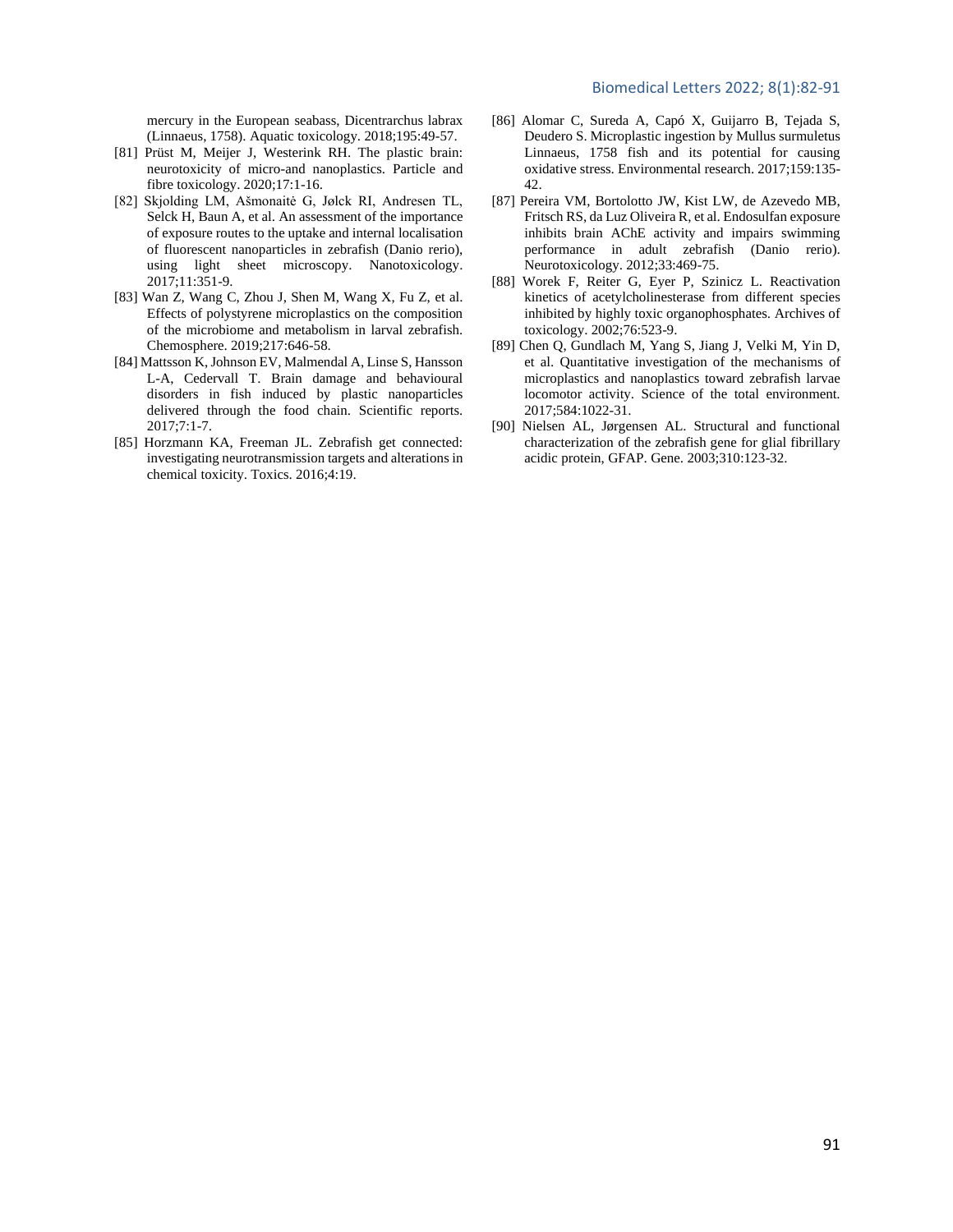mercury in the European seabass, Dicentrarchus labrax (Linnaeus, 1758). Aquatic toxicology. 2018;195:49-57.

[81] Prüst M, Meijer J, Westerink RH. The plastic brain: neurotoxicity of micro-and nanoplastics. Particle and fibre toxicology. 2020;17:1-16.

[82] Skjolding LM, Ašmonaitė G, Jølck RI, Andresen TL, Selck H, Baun A, et al. An assessment of the importance of exposure routes to the uptake and internal localisation of fluorescent nanoparticles in zebrafish (Danio rerio), using light sheet microscopy. Nanotoxicology. 2017;11:351-9.

[83] Wan Z, Wang C, Zhou J, Shen M, Wang X, Fu Z, et al. Effects of polystyrene microplastics on the composition of the microbiome and metabolism in larval zebrafish. Chemosphere. 2019;217:646-58.

[84] Mattsson K, Johnson EV, Malmendal A, Linse S, Hansson L-A, Cedervall T. Brain damage and behavioural disorders in fish induced by plastic nanoparticles delivered through the food chain. Scientific reports. 2017;7:1-7.

[85] Horzmann KA, Freeman JL. Zebrafish get connected: investigating neurotransmission targets and alterations in chemical toxicity. Toxics. 2016;4:19.

[86] Alomar C, Sureda A, Capó X, Guijarro B, Tejada S, Deudero S. Microplastic ingestion by Mullus surmuletus Linnaeus, 1758 fish and its potential for causing oxidative stress. Environmental research. 2017;159:135-42.

[87] Pereira VM, Bortolotto JW, Kist LW, de Azevedo MB, Fritsch RS, da Luz Oliveira R, et al. Endosulfan exposure inhibits brain AChE activity and impairs swimming performance in adult zebrafish (Danio rerio). Neurotoxicology. 2012;33:469-75.

[88] Worek F, Reiter G, Eyer P, Szinicz L. Reactivation kinetics of acetylcholinesterase from different species inhibited by highly toxic organophosphates. Archives of toxicology. 2002;76:523-9.

[89] Chen Q, Gundlach M, Yang S, Jiang J, Velki M, Yin D, et al. Quantitative investigation of the mechanisms of microplastics and nanoplastics toward zebrafish larvae locomotor activity. Science of the total environment. 2017;584:1022-31.

[90] Nielsen AL, Jørgensen AL. Structural and functional characterization of the zebrafish gene for glial fibrillary acidic protein, GFAP. Gene. 2003;310:123-32.